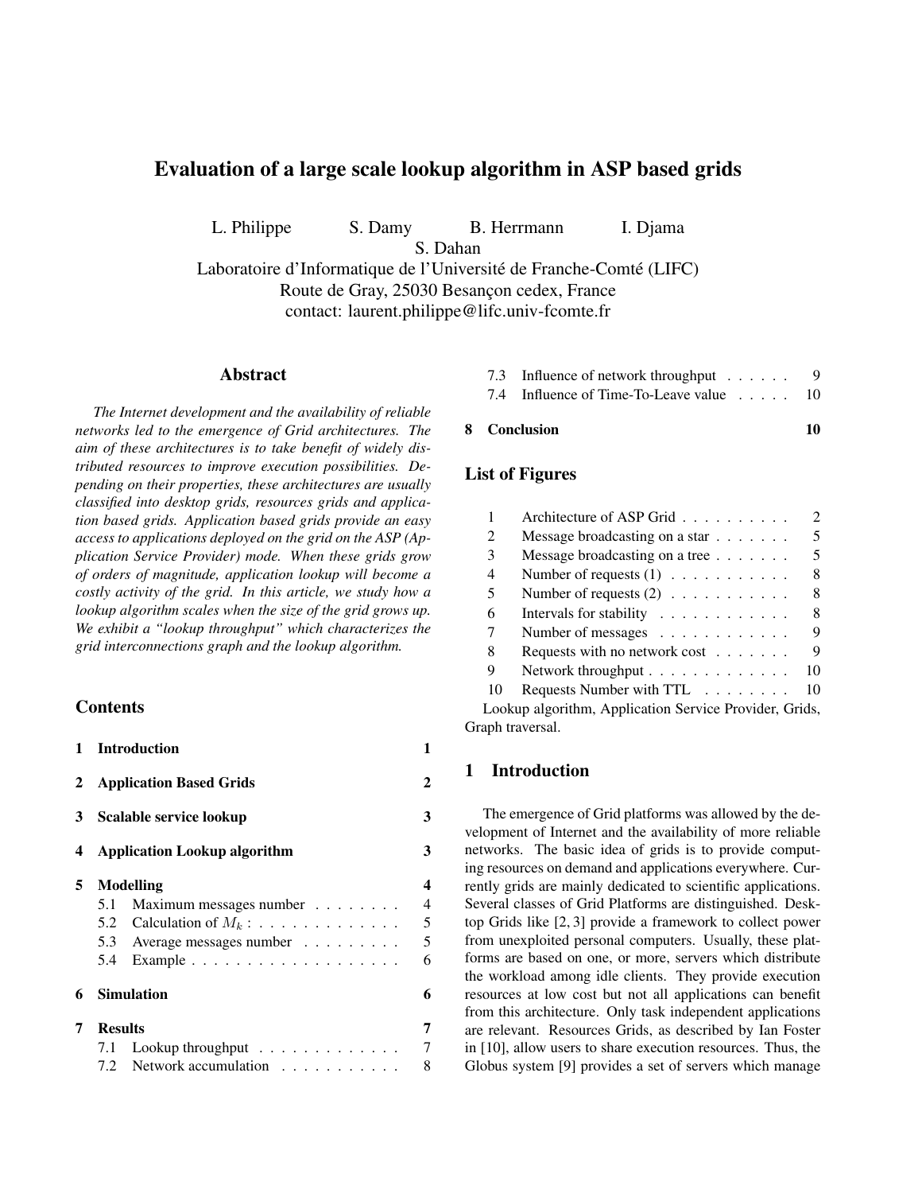# Evaluation of a large scale lookup algorithm in ASP based grids

L. Philippe S. Damy B. Herrmann I. Djama
S. Dahan
Laboratoire d'Informatique de l'Université de Franche-Comté (LIFC)
Route de Gray, 25030 Besançon cedex, France
contact: laurent.philippe@lifc.univ-fcomte.fr

## Abstract

*The Internet development and the availability of reliable networks led to the emergence of Grid architectures. The aim of these architectures is to take benefit of widely distributed resources to improve execution possibilities. Depending on their properties, these architectures are usually classified into desktop grids, resources grids and application based grids. Application based grids provide an easy access to applications deployed on the grid on the ASP (Application Service Provider) mode. When these grids grow of orders of magnitude, application lookup will become a costly activity of the grid. In this article, we study how a lookup algorithm scales when the size of the grid grows up. We exhibit a "lookup throughput" which characterizes the grid interconnections graph and the lookup algorithm.*

## Contents

- **1 Introduction** 1
- **2 Application Based Grids** 2
- **3 Scalable service lookup** 3
- **4 Application Lookup algorithm** 3
- **5 Modelling** 4
  - 5.1 Maximum messages number . . . . . . . . 4
  - 5.2 Calculation of $M_k$ : . . . . . . . . . . . . . 5
  - 5.3 Average messages number . . . . . . . . . 5
  - 5.4 Example . . . . . . . . . . . . . . . . . . . 6
- **6 Simulation** 6
- **7 Results** 7
  - 7.1 Lookup throughput . . . . . . . . . . . . . 7
  - 7.2 Network accumulation . . . . . . . . . . . 8
  - 7.3 Influence of network throughput . . . . . . 9
  - 7.4 Influence of Time-To-Leave value . . . . . 10
- **8 Conclusion** 10

## List of Figures

| | | |
|---|---|---|
| 1 | Architecture of ASP Grid . . . . . . . . . . | 2 |
| 2 | Message broadcasting on a star . . . . . . . | 5 |
| 3 | Message broadcasting on a tree . . . . . . . | 5 |
| 4 | Number of requests (1) . . . . . . . . . . . | 8 |
| 5 | Number of requests (2) . . . . . . . . . . . | 8 |
| 6 | Intervals for stability . . . . . . . . . . . . | 8 |
| 7 | Number of messages . . . . . . . . . . . . | 9 |
| 8 | Requests with no network cost . . . . . . . | 9 |
| 9 | Network throughput . . . . . . . . . . . . . | 10 |
| 10 | Requests Number with TTL . . . . . . . . | 10 |

Lookup algorithm, Application Service Provider, Grids, Graph traversal.

## 1 Introduction

The emergence of Grid platforms was allowed by the development of Internet and the availability of more reliable networks. The basic idea of grids is to provide computing resources on demand and applications everywhere. Currently grids are mainly dedicated to scientific applications. Several classes of Grid Platforms are distinguished. Desktop Grids like [2, 3] provide a framework to collect power from unexploited personal computers. Usually, these platforms are based on one, or more, servers which distribute the workload among idle clients. They provide execution resources at low cost but not all applications can benefit from this architecture. Only task independent applications are relevant. Resources Grids, as described by Ian Foster in [10], allow users to share execution resources. Thus, the Globus system [9] provides a set of servers which manage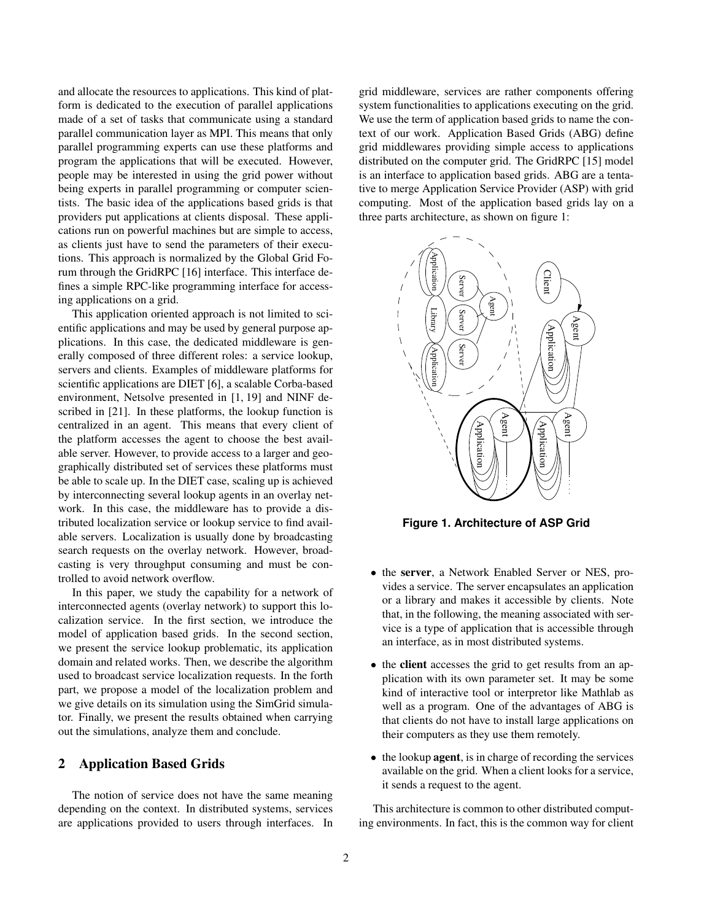and allocate the resources to applications. This kind of platform is dedicated to the execution of parallel applications made of a set of tasks that communicate using a standard parallel communication layer as MPI. This means that only parallel programming experts can use these platforms and program the applications that will be executed. However, people may be interested in using the grid power without being experts in parallel programming or computer scientists. The basic idea of the applications based grids is that providers put applications at clients disposal. These applications run on powerful machines but are simple to access, as clients just have to send the parameters of their executions. This approach is normalized by the Global Grid Forum through the GridRPC [16] interface. This interface defines a simple RPC-like programming interface for accessing applications on a grid.

This application oriented approach is not limited to scientific applications and may be used by general purpose applications. In this case, the dedicated middleware is generally composed of three different roles: a service lookup, servers and clients. Examples of middleware platforms for scientific applications are DIET [6], a scalable Corba-based environment, Netsolve presented in [1, 19] and NINF described in [21]. In these platforms, the lookup function is centralized in an agent. This means that every client of the platform accesses the agent to choose the best available server. However, to provide access to a larger and geographically distributed set of services these platforms must be able to scale up. In the DIET case, scaling up is achieved by interconnecting several lookup agents in an overlay network. In this case, the middleware has to provide a distributed localization service or lookup service to find available servers. Localization is usually done by broadcasting search requests on the overlay network. However, broadcasting is very throughput consuming and must be controlled to avoid network overflow.

In this paper, we study the capability for a network of interconnected agents (overlay network) to support this localization service. In the first section, we introduce the model of application based grids. In the second section, we present the service lookup problematic, its application domain and related works. Then, we describe the algorithm used to broadcast service localization requests. In the forth part, we propose a model of the localization problem and we give details on its simulation using the SimGrid simulator. Finally, we present the results obtained when carrying out the simulations, analyze them and conclude.

## 2 Application Based Grids

The notion of service does not have the same meaning depending on the context. In distributed systems, services are applications provided to users through interfaces. In grid middleware, services are rather components offering system functionalities to applications executing on the grid. We use the term of application based grids to name the context of our work. Application Based Grids (ABG) define grid middlewares providing simple access to applications distributed on the computer grid. The GridRPC [15] model is an interface to application based grids. ABG are a tentative to merge Application Service Provider (ASP) with grid computing. Most of the application based grids lay on a three parts architecture, as shown on figure 1:

Application
Library
Application
Server
Server
Server
Agent
Client
Agent
Application
Agent
Application
Agent
Application

**Figure 1. Architecture of ASP Grid**

- the **server**, a Network Enabled Server or NES, provides a service. The server encapsulates an application or a library and makes it accessible by clients. Note that, in the following, the meaning associated with service is a type of application that is accessible through an interface, as in most distributed systems.
- the **client** accesses the grid to get results from an application with its own parameter set. It may be some kind of interactive tool or interpretor like Mathlab as well as a program. One of the advantages of ABG is that clients do not have to install large applications on their computers as they use them remotely.
- the lookup **agent**, is in charge of recording the services available on the grid. When a client looks for a service, it sends a request to the agent.

This architecture is common to other distributed computing environments. In fact, this is the common way for client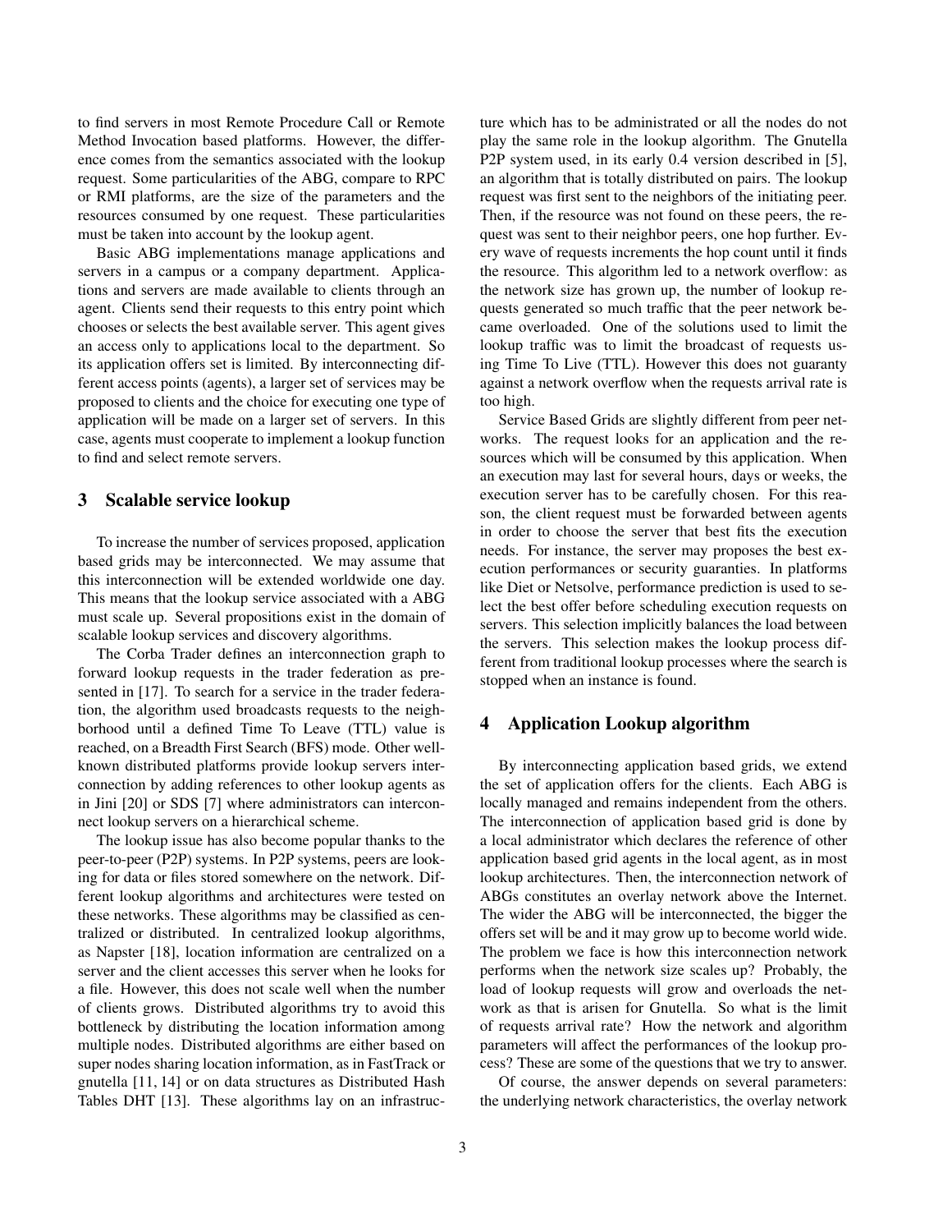to find servers in most Remote Procedure Call or Remote Method Invocation based platforms. However, the difference comes from the semantics associated with the lookup request. Some particularities of the ABG, compare to RPC or RMI platforms, are the size of the parameters and the resources consumed by one request. These particularities must be taken into account by the lookup agent.

Basic ABG implementations manage applications and servers in a campus or a company department. Applications and servers are made available to clients through an agent. Clients send their requests to this entry point which chooses or selects the best available server. This agent gives an access only to applications local to the department. So its application offers set is limited. By interconnecting different access points (agents), a larger set of services may be proposed to clients and the choice for executing one type of application will be made on a larger set of servers. In this case, agents must cooperate to implement a lookup function to find and select remote servers.

## 3 Scalable service lookup

To increase the number of services proposed, application based grids may be interconnected. We may assume that this interconnection will be extended worldwide one day. This means that the lookup service associated with a ABG must scale up. Several propositions exist in the domain of scalable lookup services and discovery algorithms.

The Corba Trader defines an interconnection graph to forward lookup requests in the trader federation as presented in [17]. To search for a service in the trader federation, the algorithm used broadcasts requests to the neighborhood until a defined Time To Leave (TTL) value is reached, on a Breadth First Search (BFS) mode. Other well-known distributed platforms provide lookup servers interconnection by adding references to other lookup agents as in Jini [20] or SDS [7] where administrators can interconnect lookup servers on a hierarchical scheme.

The lookup issue has also become popular thanks to the peer-to-peer (P2P) systems. In P2P systems, peers are looking for data or files stored somewhere on the network. Different lookup algorithms and architectures were tested on these networks. These algorithms may be classified as centralized or distributed. In centralized lookup algorithms, as Napster [18], location information are centralized on a server and the client accesses this server when he looks for a file. However, this does not scale well when the number of clients grows. Distributed algorithms try to avoid this bottleneck by distributing the location information among multiple nodes. Distributed algorithms are either based on super nodes sharing location information, as in FastTrack or gnutella [11, 14] or on data structures as Distributed Hash Tables DHT [13]. These algorithms lay on an infrastructure which has to be administrated or all the nodes do not play the same role in the lookup algorithm. The Gnutella P2P system used, in its early 0.4 version described in [5], an algorithm that is totally distributed on pairs. The lookup request was first sent to the neighbors of the initiating peer. Then, if the resource was not found on these peers, the request was sent to their neighbor peers, one hop further. Every wave of requests increments the hop count until it finds the resource. This algorithm led to a network overflow: as the network size has grown up, the number of lookup requests generated so much traffic that the peer network became overloaded. One of the solutions used to limit the lookup traffic was to limit the broadcast of requests using Time To Live (TTL). However this does not guaranty against a network overflow when the requests arrival rate is too high.

Service Based Grids are slightly different from peer networks. The request looks for an application and the resources which will be consumed by this application. When an execution may last for several hours, days or weeks, the execution server has to be carefully chosen. For this reason, the client request must be forwarded between agents in order to choose the server that best fits the execution needs. For instance, the server may proposes the best execution performances or security guaranties. In platforms like Diet or Netsolve, performance prediction is used to select the best offer before scheduling execution requests on servers. This selection implicitly balances the load between the servers. This selection makes the lookup process different from traditional lookup processes where the search is stopped when an instance is found.

## 4 Application Lookup algorithm

By interconnecting application based grids, we extend the set of application offers for the clients. Each ABG is locally managed and remains independent from the others. The interconnection of application based grid is done by a local administrator which declares the reference of other application based grid agents in the local agent, as in most lookup architectures. Then, the interconnection network of ABGs constitutes an overlay network above the Internet. The wider the ABG will be interconnected, the bigger the offers set will be and it may grow up to become world wide. The problem we face is how this interconnection network performs when the network size scales up? Probably, the load of lookup requests will grow and overloads the network as that is arisen for Gnutella. So what is the limit of requests arrival rate? How the network and algorithm parameters will affect the performances of the lookup process? These are some of the questions that we try to answer.

Of course, the answer depends on several parameters: the underlying network characteristics, the overlay network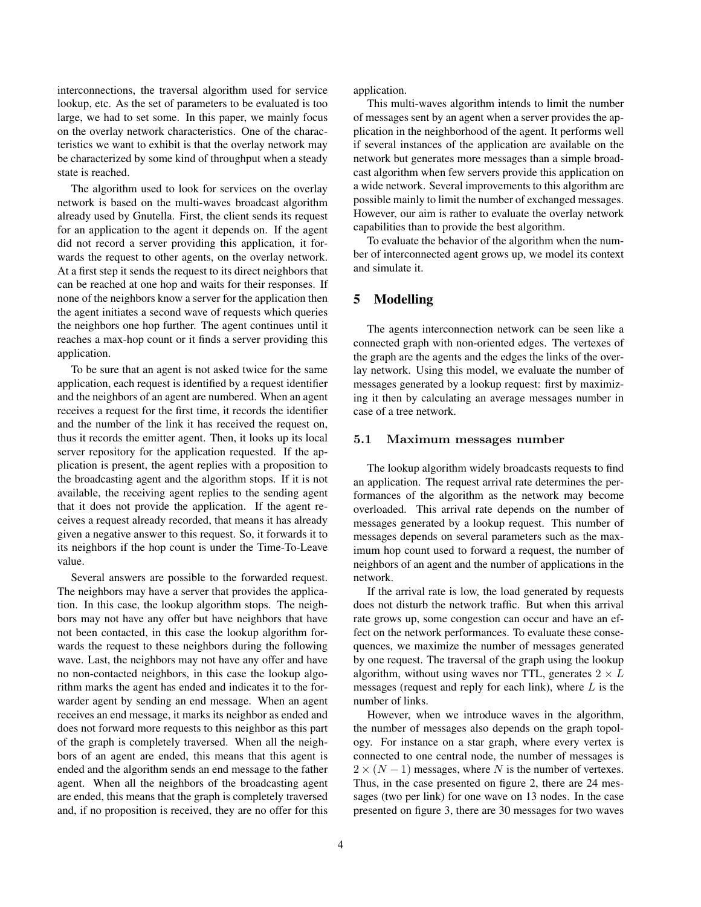interconnections, the traversal algorithm used for service lookup, etc. As the set of parameters to be evaluated is too large, we had to set some. In this paper, we mainly focus on the overlay network characteristics. One of the characteristics we want to exhibit is that the overlay network may be characterized by some kind of throughput when a steady state is reached.

The algorithm used to look for services on the overlay network is based on the multi-waves broadcast algorithm already used by Gnutella. First, the client sends its request for an application to the agent it depends on. If the agent did not record a server providing this application, it forwards the request to other agents, on the overlay network. At a first step it sends the request to its direct neighbors that can be reached at one hop and waits for their responses. If none of the neighbors know a server for the application then the agent initiates a second wave of requests which queries the neighbors one hop further. The agent continues until it reaches a max-hop count or it finds a server providing this application.

To be sure that an agent is not asked twice for the same application, each request is identified by a request identifier and the neighbors of an agent are numbered. When an agent receives a request for the first time, it records the identifier and the number of the link it has received the request on, thus it records the emitter agent. Then, it looks up its local server repository for the application requested. If the application is present, the agent replies with a proposition to the broadcasting agent and the algorithm stops. If it is not available, the receiving agent replies to the sending agent that it does not provide the application. If the agent receives a request already recorded, that means it has already given a negative answer to this request. So, it forwards it to its neighbors if the hop count is under the Time-To-Leave value.

Several answers are possible to the forwarded request. The neighbors may have a server that provides the application. In this case, the lookup algorithm stops. The neighbors may not have any offer but have neighbors that have not been contacted, in this case the lookup algorithm forwards the request to these neighbors during the following wave. Last, the neighbors may not have any offer and have no non-contacted neighbors, in this case the lookup algorithm marks the agent has ended and indicates it to the forwarder agent by sending an end message. When an agent receives an end message, it marks its neighbor as ended and does not forward more requests to this neighbor as this part of the graph is completely traversed. When all the neighbors of an agent are ended, this means that this agent is ended and the algorithm sends an end message to the father agent. When all the neighbors of the broadcasting agent are ended, this means that the graph is completely traversed and, if no proposition is received, they are no offer for this application.

This multi-waves algorithm intends to limit the number of messages sent by an agent when a server provides the application in the neighborhood of the agent. It performs well if several instances of the application are available on the network but generates more messages than a simple broadcast algorithm when few servers provide this application on a wide network. Several improvements to this algorithm are possible mainly to limit the number of exchanged messages. However, our aim is rather to evaluate the overlay network capabilities than to provide the best algorithm.

To evaluate the behavior of the algorithm when the number of interconnected agent grows up, we model its context and simulate it.

# 5 Modelling

The agents interconnection network can be seen like a connected graph with non-oriented edges. The vertexes of the graph are the agents and the edges the links of the overlay network. Using this model, we evaluate the number of messages generated by a lookup request: first by maximizing it then by calculating an average messages number in case of a tree network.

## 5.1 Maximum messages number

The lookup algorithm widely broadcasts requests to find an application. The request arrival rate determines the performances of the algorithm as the network may become overloaded. This arrival rate depends on the number of messages generated by a lookup request. This number of messages depends on several parameters such as the maximum hop count used to forward a request, the number of neighbors of an agent and the number of applications in the network.

If the arrival rate is low, the load generated by requests does not disturb the network traffic. But when this arrival rate grows up, some congestion can occur and have an effect on the network performances. To evaluate these consequences, we maximize the number of messages generated by one request. The traversal of the graph using the lookup algorithm, without using waves nor TTL, generates $2 \times L$ messages (request and reply for each link), where $L$ is the number of links.

However, when we introduce waves in the algorithm, the number of messages also depends on the graph topology. For instance on a star graph, where every vertex is connected to one central node, the number of messages is $2 \times (N - 1)$ messages, where $N$ is the number of vertexes. Thus, in the case presented on figure 2, there are 24 messages (two per link) for one wave on 13 nodes. In the case presented on figure 3, there are 30 messages for two waves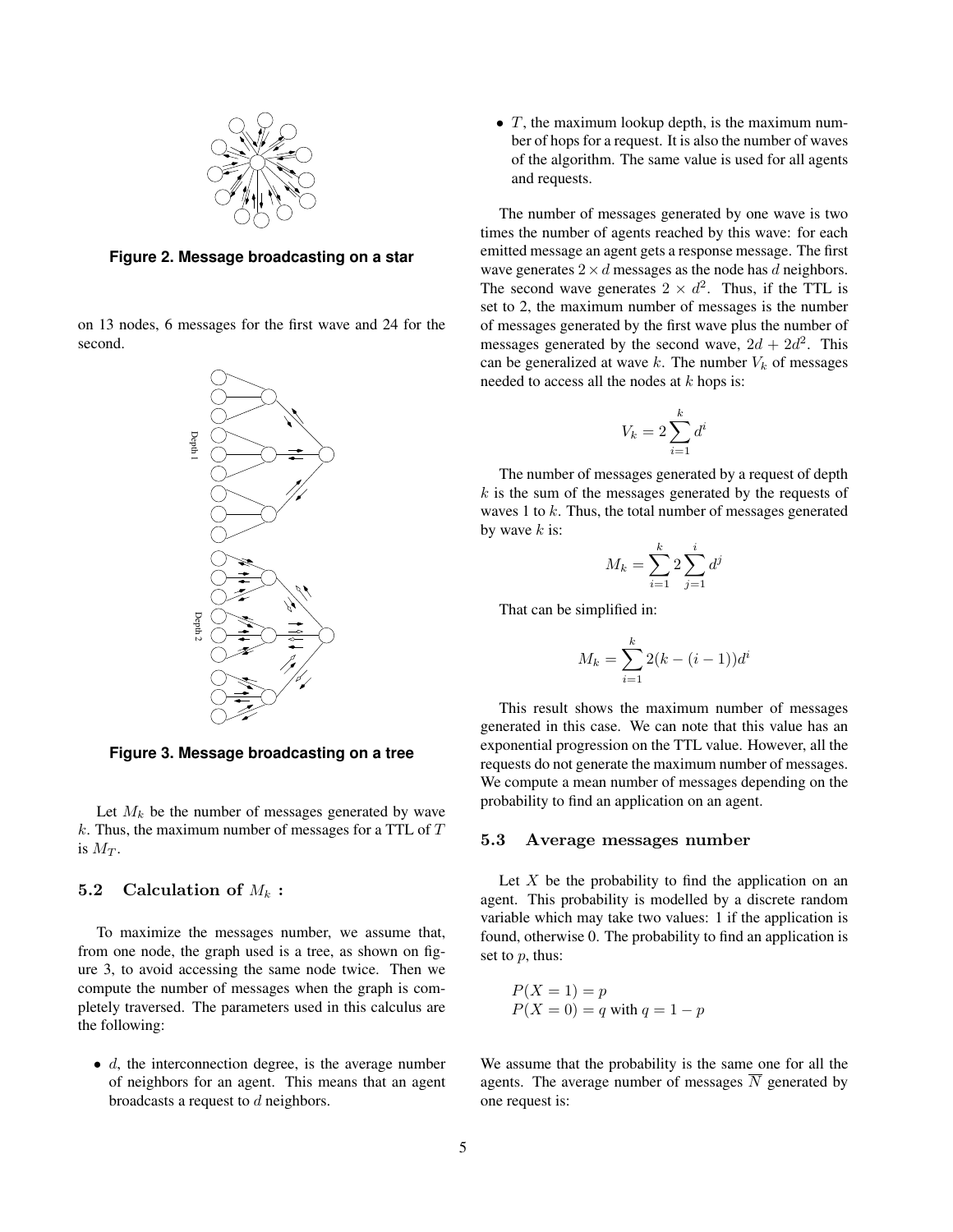Figure 2. Message broadcasting on a star

on 13 nodes, 6 messages for the first wave and 24 for the second.

Figure 3. Message broadcasting on a tree

Let $M_k$ be the number of messages generated by wave $k$. Thus, the maximum number of messages for a TTL of $T$ is $M_T$.

### 5.2 Calculation of $M_k$ :

To maximize the messages number, we assume that, from one node, the graph used is a tree, as shown on figure 3, to avoid accessing the same node twice. Then we compute the number of messages when the graph is completely traversed. The parameters used in this calculus are the following:

- $d$, the interconnection degree, is the average number of neighbors for an agent. This means that an agent broadcasts a request to $d$ neighbors.
- $T$, the maximum lookup depth, is the maximum number of hops for a request. It is also the number of waves of the algorithm. The same value is used for all agents and requests.

The number of messages generated by one wave is two times the number of agents reached by this wave: for each emitted message an agent gets a response message. The first wave generates $2 \times d$ messages as the node has $d$ neighbors. The second wave generates $2 \times d^2$. Thus, if the TTL is set to 2, the maximum number of messages is the number of messages generated by the first wave plus the number of messages generated by the second wave, $2d + 2d^2$. This can be generalized at wave $k$. The number $V_k$ of messages needed to access all the nodes at $k$ hops is:

$$V_k = 2 \sum_{i=1}^{k} d^i$$

The number of messages generated by a request of depth $k$ is the sum of the messages generated by the requests of waves 1 to $k$. Thus, the total number of messages generated by wave $k$ is:

$$M_k = \sum_{i=1}^{k} 2 \sum_{j=1}^{i} d^j$$

That can be simplified in:

$$M_k = \sum_{i=1}^{k} 2(k - (i-1))d^i$$

This result shows the maximum number of messages generated in this case. We can note that this value has an exponential progression on the TTL value. However, all the requests do not generate the maximum number of messages. We compute a mean number of messages depending on the probability to find an application on an agent.

### 5.3 Average messages number

Let $X$ be the probability to find the application on an agent. This probability is modelled by a discrete random variable which may take two values: 1 if the application is found, otherwise 0. The probability to find an application is set to $p$, thus:

$$P(X = 1) = p$$
$$P(X = 0) = q \text{ with } q = 1 - p$$

We assume that the probability is the same one for all the agents. The average number of messages $\overline{N}$ generated by one request is: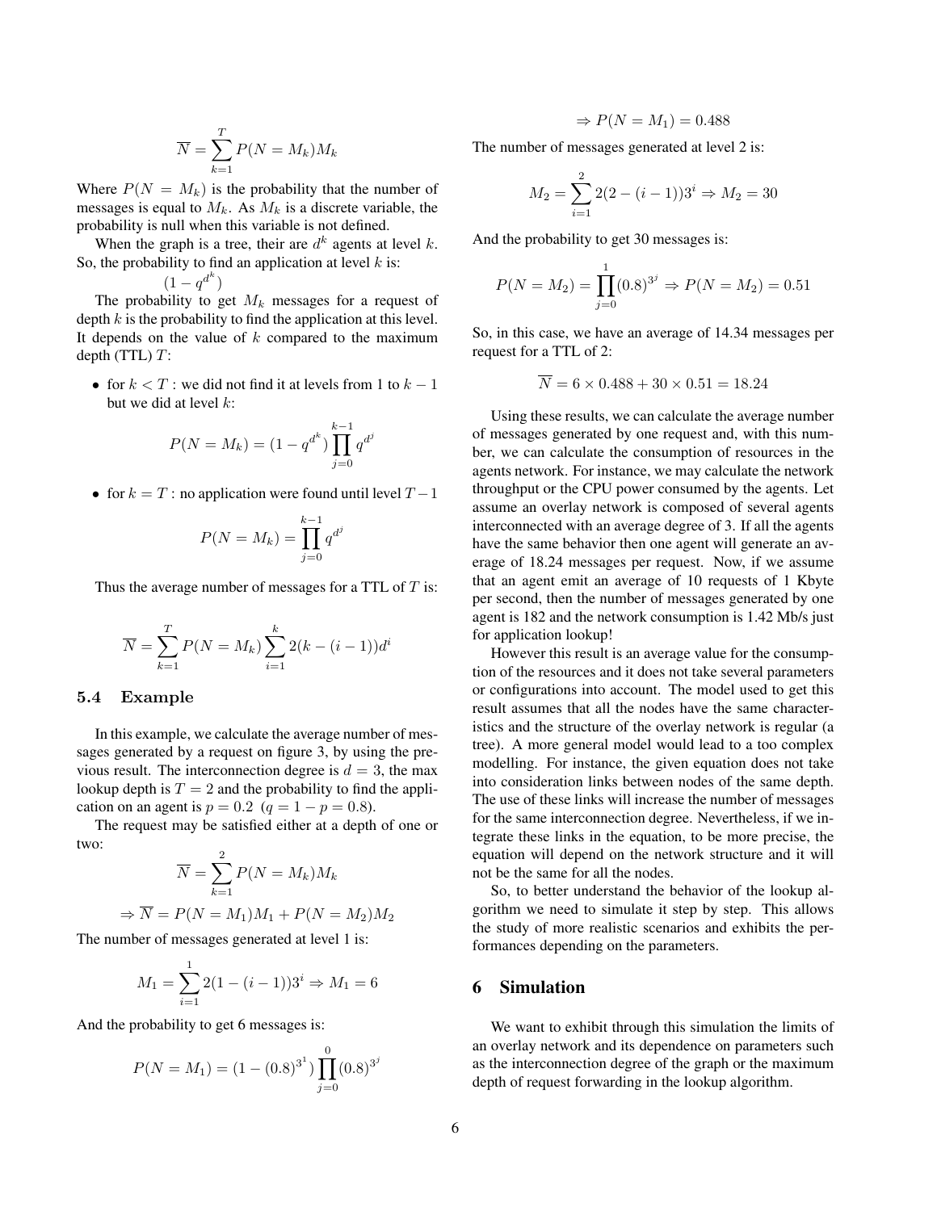$$\overline{N} = \sum_{k=1}^{T} P(N = M_k) M_k$$

Where $P(N = M_k)$ is the probability that the number of messages is equal to $M_k$. As $M_k$ is a discrete variable, the probability is null when this variable is not defined.

When the graph is a tree, their are $d^k$ agents at level $k$. So, the probability to find an application at level $k$ is:

$$(1 - q^{d^k})$$

The probability to get $M_k$ messages for a request of depth $k$ is the probability to find the application at this level. It depends on the value of $k$ compared to the maximum depth (TTL) $T$:

- for $k < T$ : we did not find it at levels from 1 to $k-1$ but we did at level $k$:

$$P(N = M_k) = (1 - q^{d^k}) \prod_{j=0}^{k-1} q^{d^j}$$

- for $k = T$ : no application were found until level $T-1$

$$P(N = M_k) = \prod_{j=0}^{k-1} q^{d^j}$$

Thus the average number of messages for a TTL of $T$ is:

$$\overline{N} = \sum_{k=1}^{T} P(N = M_k) \sum_{i=1}^{k} 2(k - (i-1)) d^i$$

### 5.4 Example

In this example, we calculate the average number of messages generated by a request on figure 3, by using the previous result. The interconnection degree is $d = 3$, the max lookup depth is $T = 2$ and the probability to find the application on an agent is $p = 0.2$ $(q = 1 - p = 0.8)$.

The request may be satisfied either at a depth of one or two:

$$\overline{N} = \sum_{k=1}^{2} P(N = M_k) M_k$$

$$\Rightarrow \overline{N} = P(N = M_1) M_1 + P(N = M_2) M_2$$

The number of messages generated at level 1 is:

$$M_1 = \sum_{i=1}^{1} 2(1 - (i-1)) 3^i \Rightarrow M_1 = 6$$

And the probability to get 6 messages is:

$$P(N = M_1) = (1 - (0.8)^{3^1}) \prod_{j=0}^{0} (0.8)^{3^j}$$

$$\Rightarrow P(N = M_1) = 0.488$$

The number of messages generated at level 2 is:

$$M_2 = \sum_{i=1}^{2} 2(2 - (i-1)) 3^i \Rightarrow M_2 = 30$$

And the probability to get 30 messages is:

$$P(N = M_2) = \prod_{j=0}^{1} (0.8)^{3^j} \Rightarrow P(N = M_2) = 0.51$$

So, in this case, we have an average of 14.34 messages per request for a TTL of 2:

$$\overline{N} = 6 \times 0.488 + 30 \times 0.51 = 18.24$$

Using these results, we can calculate the average number of messages generated by one request and, with this number, we can calculate the consumption of resources in the agents network. For instance, we may calculate the network throughput or the CPU power consumed by the agents. Let assume an overlay network is composed of several agents interconnected with an average degree of 3. If all the agents have the same behavior then one agent will generate an average of 18.24 messages per request. Now, if we assume that an agent emit an average of 10 requests of 1 Kbyte per second, then the number of messages generated by one agent is 182 and the network consumption is 1.42 Mb/s just for application lookup!

However this result is an average value for the consumption of the resources and it does not take several parameters or configurations into account. The model used to get this result assumes that all the nodes have the same characteristics and the structure of the overlay network is regular (a tree). A more general model would lead to a too complex modelling. For instance, the given equation does not take into consideration links between nodes of the same depth. The use of these links will increase the number of messages for the same interconnection degree. Nevertheless, if we integrate these links in the equation, to be more precise, the equation will depend on the network structure and it will not be the same for all the nodes.

So, to better understand the behavior of the lookup algorithm we need to simulate it step by step. This allows the study of more realistic scenarios and exhibits the performances depending on the parameters.

## 6 Simulation

We want to exhibit through this simulation the limits of an overlay network and its dependence on parameters such as the interconnection degree of the graph or the maximum depth of request forwarding in the lookup algorithm.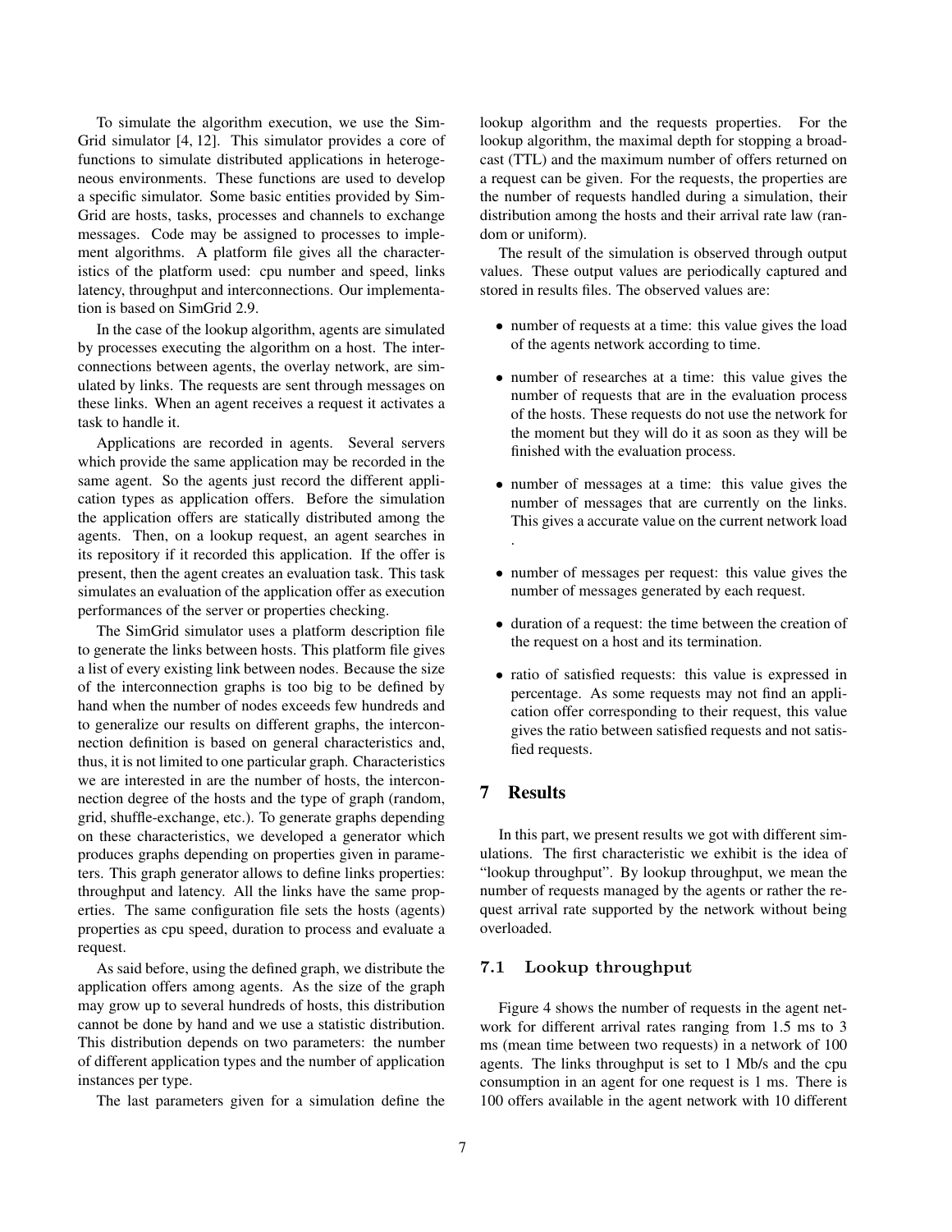To simulate the algorithm execution, we use the SimGrid simulator [4, 12]. This simulator provides a core of functions to simulate distributed applications in heterogeneous environments. These functions are used to develop a specific simulator. Some basic entities provided by SimGrid are hosts, tasks, processes and channels to exchange messages. Code may be assigned to processes to implement algorithms. A platform file gives all the characteristics of the platform used: cpu number and speed, links latency, throughput and interconnections. Our implementation is based on SimGrid 2.9.

In the case of the lookup algorithm, agents are simulated by processes executing the algorithm on a host. The interconnections between agents, the overlay network, are simulated by links. The requests are sent through messages on these links. When an agent receives a request it activates a task to handle it.

Applications are recorded in agents. Several servers which provide the same application may be recorded in the same agent. So the agents just record the different application types as application offers. Before the simulation the application offers are statically distributed among the agents. Then, on a lookup request, an agent searches in its repository if it recorded this application. If the offer is present, then the agent creates an evaluation task. This task simulates an evaluation of the application offer as execution performances of the server or properties checking.

The SimGrid simulator uses a platform description file to generate the links between hosts. This platform file gives a list of every existing link between nodes. Because the size of the interconnection graphs is too big to be defined by hand when the number of nodes exceeds few hundreds and to generalize our results on different graphs, the interconnection definition is based on general characteristics and, thus, it is not limited to one particular graph. Characteristics we are interested in are the number of hosts, the interconnection degree of the hosts and the type of graph (random, grid, shuffle-exchange, etc.). To generate graphs depending on these characteristics, we developed a generator which produces graphs depending on properties given in parameters. This graph generator allows to define links properties: throughput and latency. All the links have the same properties. The same configuration file sets the hosts (agents) properties as cpu speed, duration to process and evaluate a request.

As said before, using the defined graph, we distribute the application offers among agents. As the size of the graph may grow up to several hundreds of hosts, this distribution cannot be done by hand and we use a statistic distribution. This distribution depends on two parameters: the number of different application types and the number of application instances per type.

The last parameters given for a simulation define the lookup algorithm and the requests properties. For the lookup algorithm, the maximal depth for stopping a broadcast (TTL) and the maximum number of offers returned on a request can be given. For the requests, the properties are the number of requests handled during a simulation, their distribution among the hosts and their arrival rate law (random or uniform).

The result of the simulation is observed through output values. These output values are periodically captured and stored in results files. The observed values are:

- number of requests at a time: this value gives the load of the agents network according to time.
- number of researches at a time: this value gives the number of requests that are in the evaluation process of the hosts. These requests do not use the network for the moment but they will do it as soon as they will be finished with the evaluation process.
- number of messages at a time: this value gives the number of messages that are currently on the links. This gives a accurate value on the current network load .
- number of messages per request: this value gives the number of messages generated by each request.
- duration of a request: the time between the creation of the request on a host and its termination.
- ratio of satisfied requests: this value is expressed in percentage. As some requests may not find an application offer corresponding to their request, this value gives the ratio between satisfied requests and not satisfied requests.

## 7 Results

In this part, we present results we got with different simulations. The first characteristic we exhibit is the idea of "lookup throughput". By lookup throughput, we mean the number of requests managed by the agents or rather the request arrival rate supported by the network without being overloaded.

### 7.1 Lookup throughput

Figure 4 shows the number of requests in the agent network for different arrival rates ranging from 1.5 ms to 3 ms (mean time between two requests) in a network of 100 agents. The links throughput is set to 1 Mb/s and the cpu consumption in an agent for one request is 1 ms. There is 100 offers available in the agent network with 10 different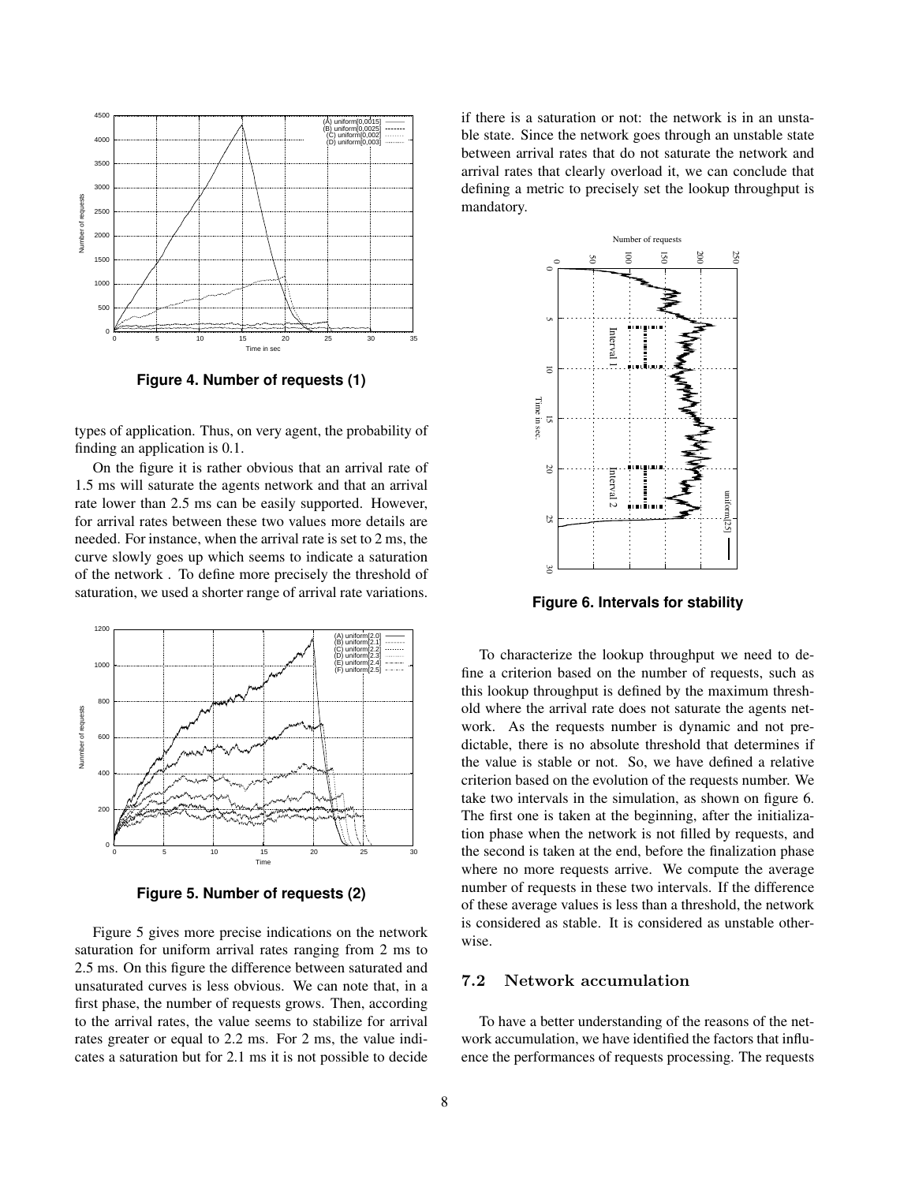**Figure 4. Number of requests (1)**

types of application. Thus, on very agent, the probability of finding an application is 0.1.

On the figure it is rather obvious that an arrival rate of 1.5 ms will saturate the agents network and that an arrival rate lower than 2.5 ms can be easily supported. However, for arrival rates between these two values more details are needed. For instance, when the arrival rate is set to 2 ms, the curve slowly goes up which seems to indicate a saturation of the network . To define more precisely the threshold of saturation, we used a shorter range of arrival rate variations.

**Figure 5. Number of requests (2)**

Figure 5 gives more precise indications on the network saturation for uniform arrival rates ranging from 2 ms to 2.5 ms. On this figure the difference between saturated and unsaturated curves is less obvious. We can note that, in a first phase, the number of requests grows. Then, according to the arrival rates, the value seems to stabilize for arrival rates greater or equal to 2.2 ms. For 2 ms, the value indicates a saturation but for 2.1 ms it is not possible to decide if there is a saturation or not: the network is in an unstable state. Since the network goes through an unstable state between arrival rates that do not saturate the network and arrival rates that clearly overload it, we can conclude that defining a metric to precisely set the lookup throughput is mandatory.

**Figure 6. Intervals for stability**

To characterize the lookup throughput we need to define a criterion based on the number of requests, such as this lookup throughput is defined by the maximum threshold where the arrival rate does not saturate the agents network. As the requests number is dynamic and not predictable, there is no absolute threshold that determines if the value is stable or not. So, we have defined a relative criterion based on the evolution of the requests number. We take two intervals in the simulation, as shown on figure 6. The first one is taken at the beginning, after the initialization phase when the network is not filled by requests, and the second is taken at the end, before the finalization phase where no more requests arrive. We compute the average number of requests in these two intervals. If the difference of these average values is less than a threshold, the network is considered as stable. It is considered as unstable otherwise.

### 7.2 Network accumulation

To have a better understanding of the reasons of the network accumulation, we have identified the factors that influence the performances of requests processing. The requests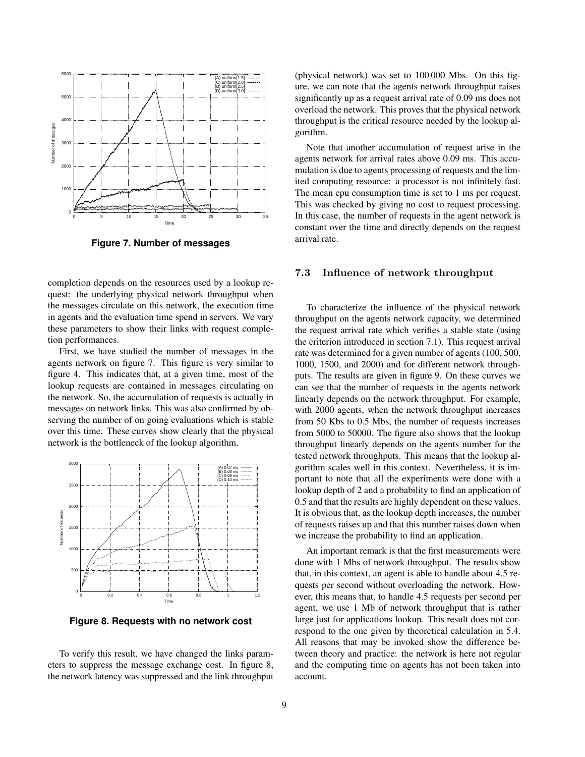Figure 7. Number of messages

completion depends on the resources used by a lookup request: the underlying physical network throughput when the messages circulate on this network, the execution time in agents and the evaluation time spend in servers. We vary these parameters to show their links with request completion performances.

First, we have studied the number of messages in the agents network on figure 7. This figure is very similar to figure 4. This indicates that, at a given time, most of the lookup requests are contained in messages circulating on the network. So, the accumulation of requests is actually in messages on network links. This was also confirmed by observing the number of on going evaluations which is stable over this time. These curves show clearly that the physical network is the bottleneck of the lookup algorithm.

Figure 8. Requests with no network cost

To verify this result, we have changed the links parameters to suppress the message exchange cost. In figure 8, the network latency was suppressed and the link throughput (physical network) was set to 100 000 Mbs. On this figure, we can note that the agents network throughput raises significantly up as a request arrival rate of 0.09 ms does not overload the network. This proves that the physical network throughput is the critical resource needed by the lookup algorithm.

Note that another accumulation of request arise in the agents network for arrival rates above 0.09 ms. This accumulation is due to agents processing of requests and the limited computing resource: a processor is not infinitely fast. The mean cpu consumption time is set to 1 ms per request. This was checked by giving no cost to request processing. In this case, the number of requests in the agent network is constant over the time and directly depends on the request arrival rate.

### 7.3 Influence of network throughput

To characterize the influence of the physical network throughput on the agents network capacity, we determined the request arrival rate which verifies a stable state (using the criterion introduced in section 7.1). This request arrival rate was determined for a given number of agents (100, 500, 1000, 1500, and 2000) and for different network throughputs. The results are given in figure 9. On these curves we can see that the number of requests in the agents network linearly depends on the network throughput. For example, with 2000 agents, when the network throughput increases from 50 Kbs to 0.5 Mbs, the number of requests increases from 5000 to 50000. The figure also shows that the lookup throughput linearly depends on the agents number for the tested network throughputs. This means that the lookup algorithm scales well in this context. Nevertheless, it is important to note that all the experiments were done with a lookup depth of 2 and a probability to find an application of 0.5 and that the results are highly dependent on these values. It is obvious that, as the lookup depth increases, the number of requests raises up and that this number raises down when we increase the probability to find an application.

An important remark is that the first measurements were done with 1 Mbs of network throughput. The results show that, in this context, an agent is able to handle about 4.5 requests per second without overloading the network. However, this means that, to handle 4.5 requests per second per agent, we use 1 Mb of network throughput that is rather large just for applications lookup. This result does not correspond to the one given by theoretical calculation in 5.4. All reasons that may be invoked show the difference between theory and practice: the network is here not regular and the computing time on agents has not been taken into account.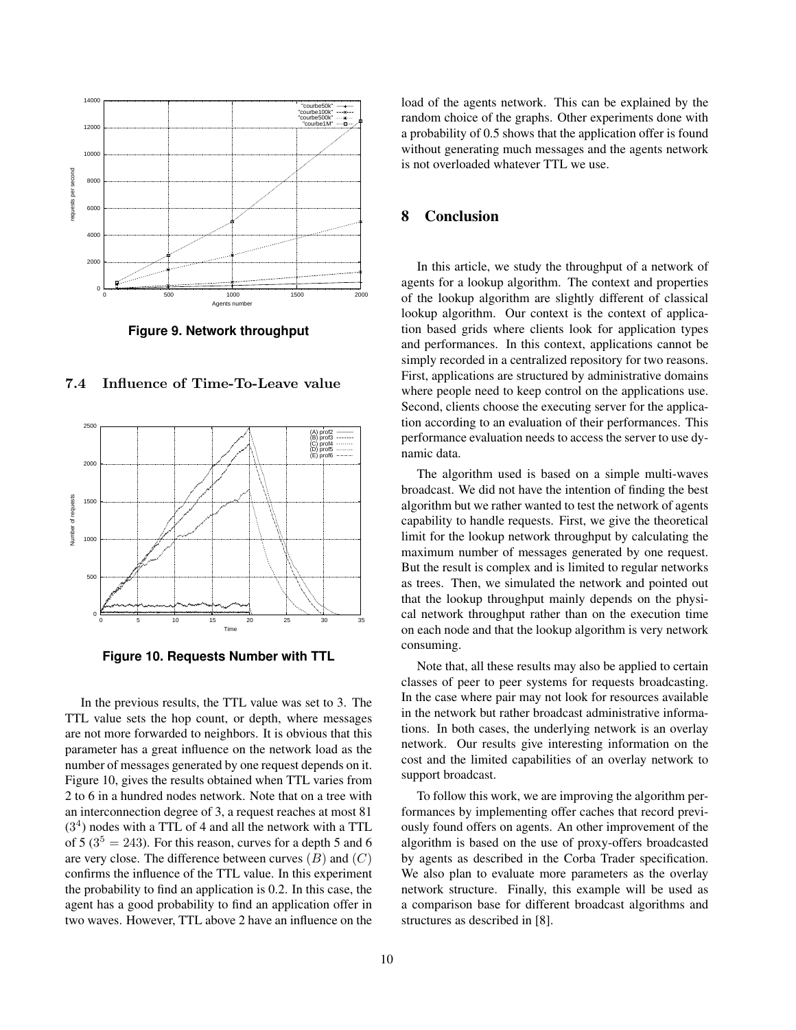14000
12000
10000
8000
6000
4000
2000
0

requests per second

0 500 1000 1500 2000

Agents number

"courbe50k"
"courbe100k"
"courbe500k"
"courbe1M"

**Figure 9. Network throughput**

### 7.4 Influence of Time-To-Leave value

2500
2000
1500
1000
500
0

Number of requests

0 5 10 15 20 25 30 35

Time

(A) prof2
(B) prof3
(C) prof4
(D) prof5
(E) prof6

**Figure 10. Requests Number with TTL**

In the previous results, the TTL value was set to 3. The TTL value sets the hop count, or depth, where messages are not more forwarded to neighbors. It is obvious that this parameter has a great influence on the network load as the number of messages generated by one request depends on it. Figure 10, gives the results obtained when TTL varies from 2 to 6 in a hundred nodes network. Note that on a tree with an interconnection degree of 3, a request reaches at most 81 ($3^4$) nodes with a TTL of 4 and all the network with a TTL of 5 ($3^5 = 243$). For this reason, curves for a depth 5 and 6 are very close. The difference between curves $(B)$ and $(C)$ confirms the influence of the TTL value. In this experiment the probability to find an application is 0.2. In this case, the agent has a good probability to find an application offer in two waves. However, TTL above 2 have an influence on the load of the agents network. This can be explained by the random choice of the graphs. Other experiments done with a probability of 0.5 shows that the application offer is found without generating much messages and the agents network is not overloaded whatever TTL we use.

## 8 Conclusion

In this article, we study the throughput of a network of agents for a lookup algorithm. The context and properties of the lookup algorithm are slightly different of classical lookup algorithm. Our context is the context of application based grids where clients look for application types and performances. In this context, applications cannot be simply recorded in a centralized repository for two reasons. First, applications are structured by administrative domains where people need to keep control on the applications use. Second, clients choose the executing server for the application according to an evaluation of their performances. This performance evaluation needs to access the server to use dynamic data.

The algorithm used is based on a simple multi-waves broadcast. We did not have the intention of finding the best algorithm but we rather wanted to test the network of agents capability to handle requests. First, we give the theoretical limit for the lookup network throughput by calculating the maximum number of messages generated by one request. But the result is complex and is limited to regular networks as trees. Then, we simulated the network and pointed out that the lookup throughput mainly depends on the physical network throughput rather than on the execution time on each node and that the lookup algorithm is very network consuming.

Note that, all these results may also be applied to certain classes of peer to peer systems for requests broadcasting. In the case where pair may not look for resources available in the network but rather broadcast administrative informations. In both cases, the underlying network is an overlay network. Our results give interesting information on the cost and the limited capabilities of an overlay network to support broadcast.

To follow this work, we are improving the algorithm performances by implementing offer caches that record previously found offers on agents. An other improvement of the algorithm is based on the use of proxy-offers broadcasted by agents as described in the Corba Trader specification. We also plan to evaluate more parameters as the overlay network structure. Finally, this example will be used as a comparison base for different broadcast algorithms and structures as described in [8].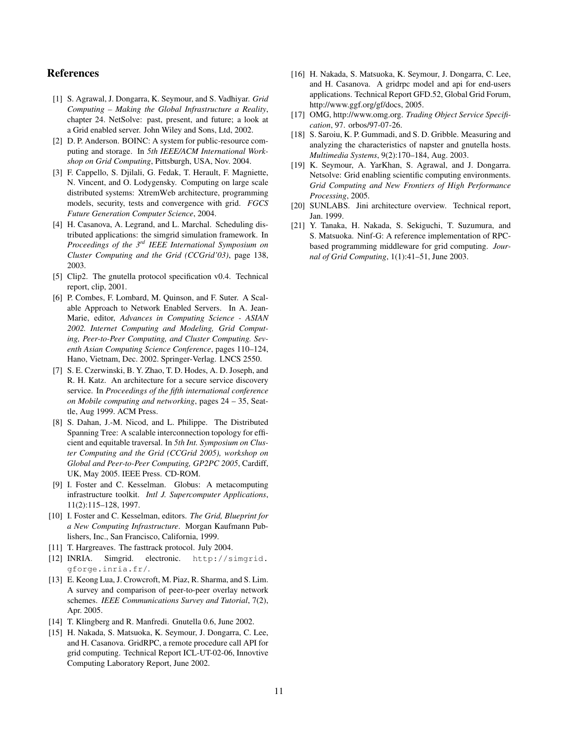## References

[1] S. Agrawal, J. Dongarra, K. Seymour, and S. Vadhiyar. *Grid Computing – Making the Global Infrastructure a Reality*, chapter 24. NetSolve: past, present, and future; a look at a Grid enabled server. John Wiley and Sons, Ltd, 2002.

[2] D. P. Anderson. BOINC: A system for public-resource computing and storage. In *5th IEEE/ACM International Workshop on Grid Computing*, Pittsburgh, USA, Nov. 2004.

[3] F. Cappello, S. Djilali, G. Fedak, T. Herault, F. Magniette, N. Vincent, and O. Lodygensky. Computing on large scale distributed systems: XtremWeb architecture, programming models, security, tests and convergence with grid. *FGCS Future Generation Computer Science*, 2004.

[4] H. Casanova, A. Legrand, and L. Marchal. Scheduling distributed applications: the simgrid simulation framework. In *Proceedings of the 3rd IEEE International Symposium on Cluster Computing and the Grid (CCGrid'03)*, page 138, 2003.

[5] Clip2. The gnutella protocol specification v0.4. Technical report, clip, 2001.

[6] P. Combes, F. Lombard, M. Quinson, and F. Suter. A Scalable Approach to Network Enabled Servers. In A. Jean-Marie, editor, *Advances in Computing Science - ASIAN 2002. Internet Computing and Modeling, Grid Computing, Peer-to-Peer Computing, and Cluster Computing. Seventh Asian Computing Science Conference*, pages 110–124, Hano, Vietnam, Dec. 2002. Springer-Verlag. LNCS 2550.

[7] S. E. Czerwinski, B. Y. Zhao, T. D. Hodes, A. D. Joseph, and R. H. Katz. An architecture for a secure service discovery service. In *Proceedings of the fifth international conference on Mobile computing and networking*, pages 24 – 35, Seattle, Aug 1999. ACM Press.

[8] S. Dahan, J.-M. Nicod, and L. Philippe. The Distributed Spanning Tree: A scalable interconnection topology for efficient and equitable traversal. In *5th Int. Symposium on Cluster Computing and the Grid (CCGrid 2005), workshop on Global and Peer-to-Peer Computing, GP2PC 2005*, Cardiff, UK, May 2005. IEEE Press. CD-ROM.

[9] I. Foster and C. Kesselman. Globus: A metacomputing infrastructure toolkit. *Intl J. Supercomputer Applications*, 11(2):115–128, 1997.

[10] I. Foster and C. Kesselman, editors. *The Grid, Blueprint for a New Computing Infrastructure*. Morgan Kaufmann Publishers, Inc., San Francisco, California, 1999.

[11] T. Hargreaves. The fasttrack protocol. July 2004.

[12] INRIA. Simgrid. electronic. `http://simgrid.gforge.inria.fr/`.

[13] E. Keong Lua, J. Crowcroft, M. Piaz, R. Sharma, and S. Lim. A survey and comparison of peer-to-peer overlay network schemes. *IEEE Communications Survey and Tutorial*, 7(2), Apr. 2005.

[14] T. Klingberg and R. Manfredi. Gnutella 0.6, June 2002.

[15] H. Nakada, S. Matsuoka, K. Seymour, J. Dongarra, C. Lee, and H. Casanova. GridRPC, a remote procedure call API for grid computing. Technical Report ICL-UT-02-06, Innovtive Computing Laboratory Report, June 2002.

[16] H. Nakada, S. Matsuoka, K. Seymour, J. Dongarra, C. Lee, and H. Casanova. A gridrpc model and api for end-users applications. Technical Report GFD.52, Global Grid Forum, http://www.ggf.org/gf/docs, 2005.

[17] OMG, http://www.omg.org. *Trading Object Service Specification*, 97. orbos/97-07-26.

[18] S. Saroiu, K. P. Gummadi, and S. D. Gribble. Measuring and analyzing the characteristics of napster and gnutella hosts. *Multimedia Systems*, 9(2):170–184, Aug. 2003.

[19] K. Seymour, A. YarKhan, S. Agrawal, and J. Dongarra. Netsolve: Grid enabling scientific computing environments. *Grid Computing and New Frontiers of High Performance Processing*, 2005.

[20] SUNLABS. Jini architecture overview. Technical report, Jan. 1999.

[21] Y. Tanaka, H. Nakada, S. Sekiguchi, T. Suzumura, and S. Matsuoka. Ninf-G: A reference implementation of RPC-based programming middleware for grid computing. *Journal of Grid Computing*, 1(1):41–51, June 2003.